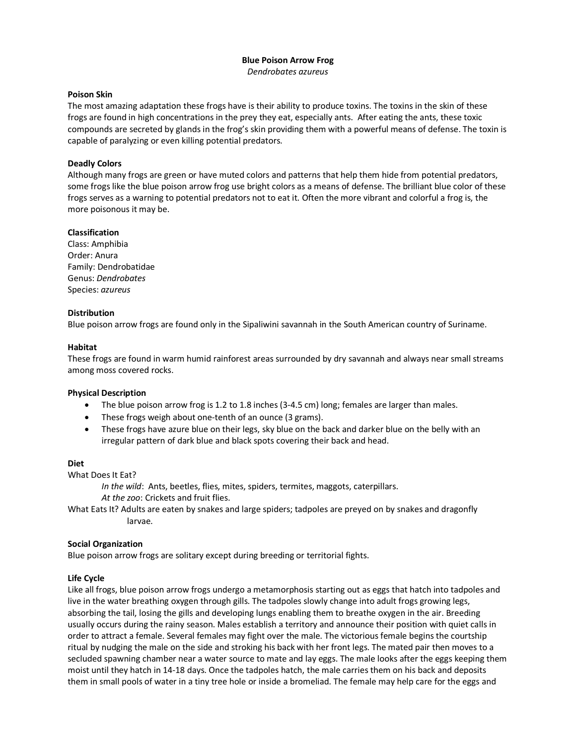# Blue Poison Arrow Frog

*Dendrobates azureus*

## Poison Skin

The most amazing adaptation these frogs have is their ability to produce toxins. The toxins in the skin of these frogs are found in high concentrations in the prey they eat, especially ants. After eating the ants, these toxic compounds are secreted by glands in the frog's skin providing them with a powerful means of defense. The toxin is capable of paralyzing or even killing potential predators.

## Deadly Colors

Although many frogs are green or have muted colors and patterns that help them hide from potential predators, some frogs like the blue poison arrow frog use bright colors as a means of defense. The brilliant blue color of these frogs serves as a warning to potential predators not to eat it. Often the more vibrant and colorful a frog is, the more poisonous it may be.

## Classification

Class: Amphibia
Order: Anura
Family: Dendrobatidae
Genus: *Dendrobates*
Species: *azureus*

## Distribution

Blue poison arrow frogs are found only in the Sipaliwini savannah in the South American country of Suriname.

## Habitat

These frogs are found in warm humid rainforest areas surrounded by dry savannah and always near small streams among moss covered rocks.

## Physical Description

- The blue poison arrow frog is 1.2 to 1.8 inches (3-4.5 cm) long; females are larger than males.
- These frogs weigh about one-tenth of an ounce (3 grams).
- These frogs have azure blue on their legs, sky blue on the back and darker blue on the belly with an irregular pattern of dark blue and black spots covering their back and head.

## Diet

What Does It Eat?

*In the wild*: Ants, beetles, flies, mites, spiders, termites, maggots, caterpillars.

*At the zoo*: Crickets and fruit flies.

What Eats It? Adults are eaten by snakes and large spiders; tadpoles are preyed on by snakes and dragonfly larvae.

## Social Organization

Blue poison arrow frogs are solitary except during breeding or territorial fights.

## Life Cycle

Like all frogs, blue poison arrow frogs undergo a metamorphosis starting out as eggs that hatch into tadpoles and live in the water breathing oxygen through gills. The tadpoles slowly change into adult frogs growing legs, absorbing the tail, losing the gills and developing lungs enabling them to breathe oxygen in the air. Breeding usually occurs during the rainy season. Males establish a territory and announce their position with quiet calls in order to attract a female. Several females may fight over the male. The victorious female begins the courtship ritual by nudging the male on the side and stroking his back with her front legs. The mated pair then moves to a secluded spawning chamber near a water source to mate and lay eggs. The male looks after the eggs keeping them moist until they hatch in 14-18 days. Once the tadpoles hatch, the male carries them on his back and deposits them in small pools of water in a tiny tree hole or inside a bromeliad. The female may help care for the eggs and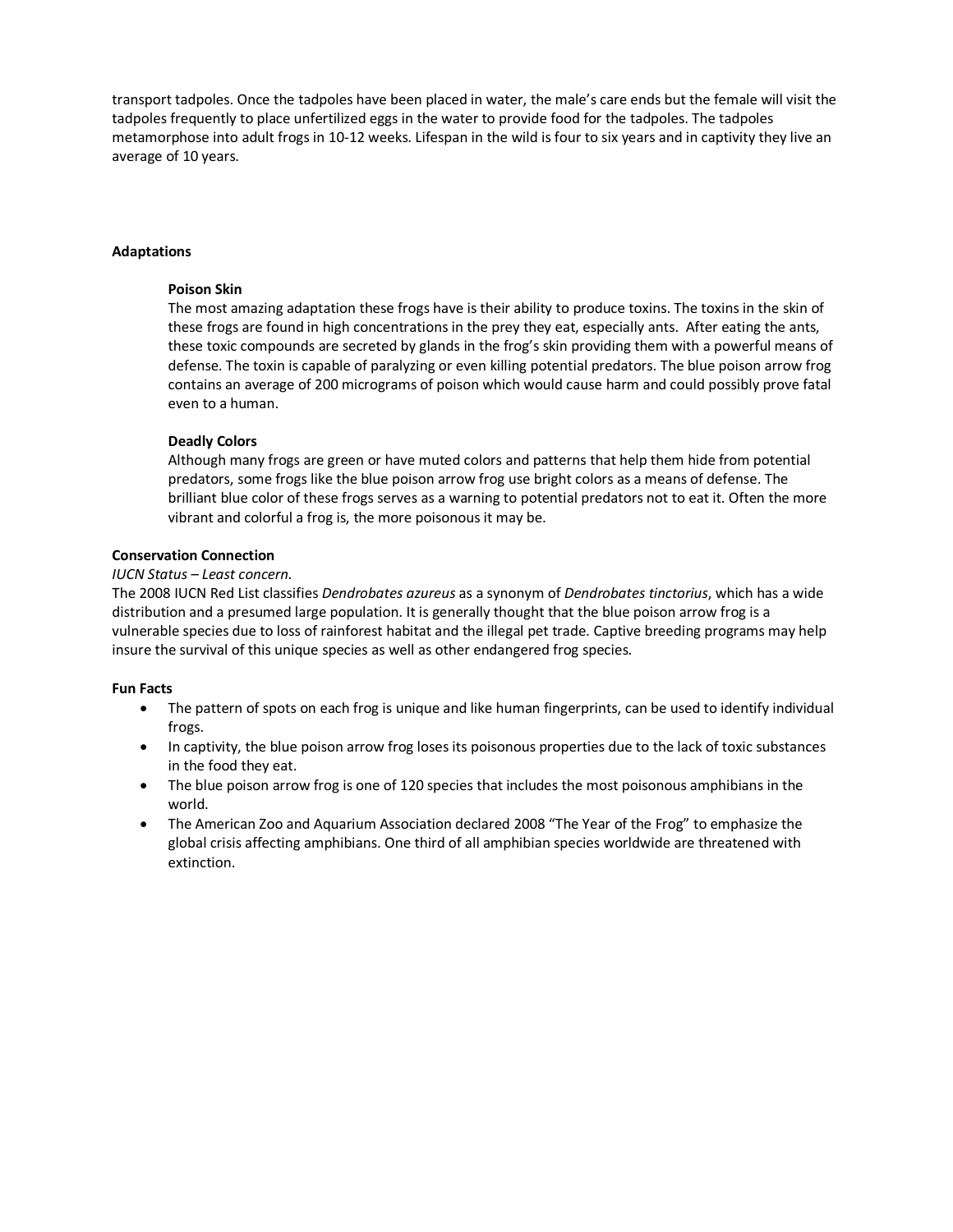transport tadpoles. Once the tadpoles have been placed in water, the male's care ends but the female will visit the tadpoles frequently to place unfertilized eggs in the water to provide food for the tadpoles. The tadpoles metamorphose into adult frogs in 10-12 weeks. Lifespan in the wild is four to six years and in captivity they live an average of 10 years.

**Adaptations**

**Poison Skin**
The most amazing adaptation these frogs have is their ability to produce toxins. The toxins in the skin of these frogs are found in high concentrations in the prey they eat, especially ants. After eating the ants, these toxic compounds are secreted by glands in the frog's skin providing them with a powerful means of defense. The toxin is capable of paralyzing or even killing potential predators. The blue poison arrow frog contains an average of 200 micrograms of poison which would cause harm and could possibly prove fatal even to a human.

**Deadly Colors**
Although many frogs are green or have muted colors and patterns that help them hide from potential predators, some frogs like the blue poison arrow frog use bright colors as a means of defense. The brilliant blue color of these frogs serves as a warning to potential predators not to eat it. Often the more vibrant and colorful a frog is, the more poisonous it may be.

**Conservation Connection**
*IUCN Status – Least concern.*
The 2008 IUCN Red List classifies *Dendrobates azureus* as a synonym of *Dendrobates tinctorius*, which has a wide distribution and a presumed large population. It is generally thought that the blue poison arrow frog is a vulnerable species due to loss of rainforest habitat and the illegal pet trade. Captive breeding programs may help insure the survival of this unique species as well as other endangered frog species.

**Fun Facts**

- The pattern of spots on each frog is unique and like human fingerprints, can be used to identify individual frogs.
- In captivity, the blue poison arrow frog loses its poisonous properties due to the lack of toxic substances in the food they eat.
- The blue poison arrow frog is one of 120 species that includes the most poisonous amphibians in the world.
- The American Zoo and Aquarium Association declared 2008 "The Year of the Frog" to emphasize the global crisis affecting amphibians. One third of all amphibian species worldwide are threatened with extinction.